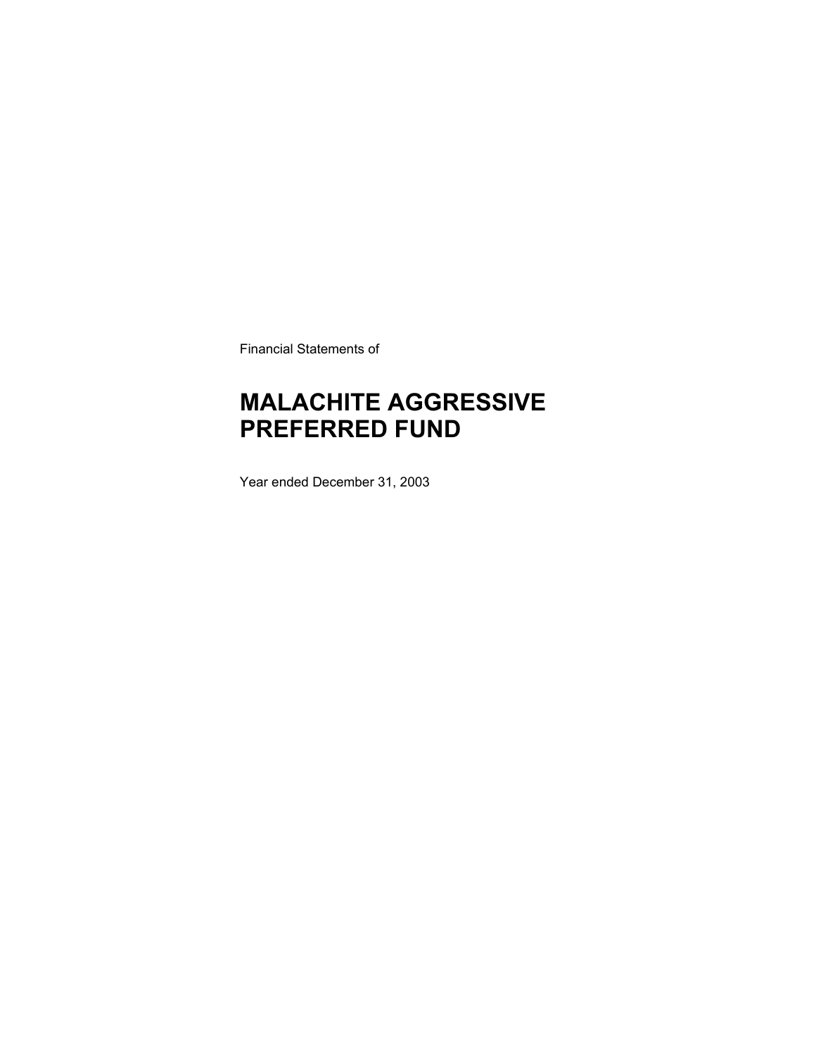Financial Statements of

# MALACHITE AGGRESSIVE PREFERRED FUND

Year ended December 31, 2003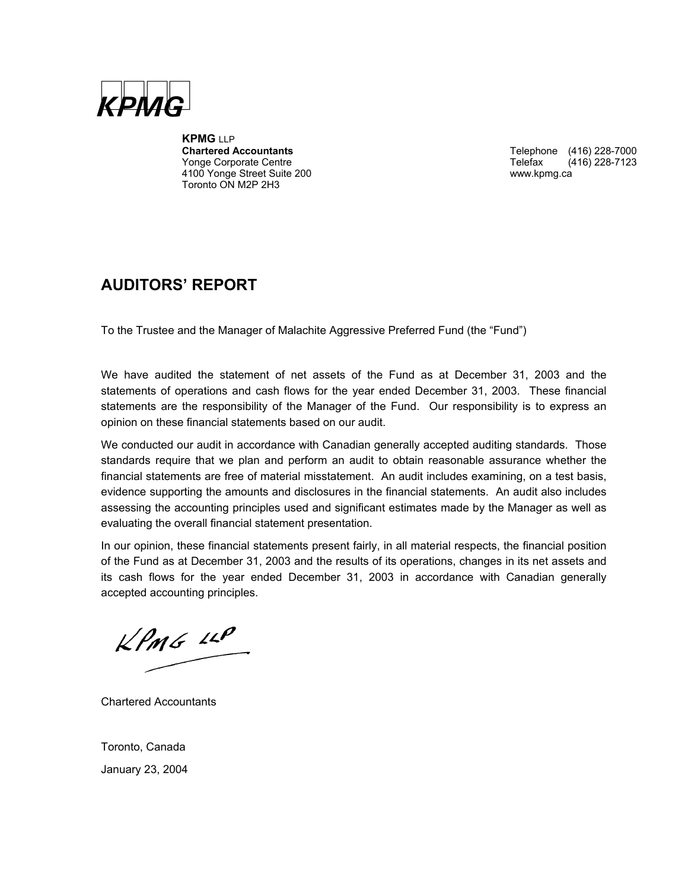KPMG

**KPMG** LLP
**Chartered Accountants**
Yonge Corporate Centre
4100 Yonge Street Suite 200
Toronto ON M2P 2H3

Telephone (416) 228-7000
Telefax (416) 228-7123
www.kpmg.ca

## AUDITORS' REPORT

To the Trustee and the Manager of Malachite Aggressive Preferred Fund (the "Fund")

We have audited the statement of net assets of the Fund as at December 31, 2003 and the statements of operations and cash flows for the year ended December 31, 2003. These financial statements are the responsibility of the Manager of the Fund. Our responsibility is to express an opinion on these financial statements based on our audit.

We conducted our audit in accordance with Canadian generally accepted auditing standards. Those standards require that we plan and perform an audit to obtain reasonable assurance whether the financial statements are free of material misstatement. An audit includes examining, on a test basis, evidence supporting the amounts and disclosures in the financial statements. An audit also includes assessing the accounting principles used and significant estimates made by the Manager as well as evaluating the overall financial statement presentation.

In our opinion, these financial statements present fairly, in all material respects, the financial position of the Fund as at December 31, 2003 and the results of its operations, changes in its net assets and its cash flows for the year ended December 31, 2003 in accordance with Canadian generally accepted accounting principles.

KPMG LLP

Chartered Accountants

Toronto, Canada

January 23, 2004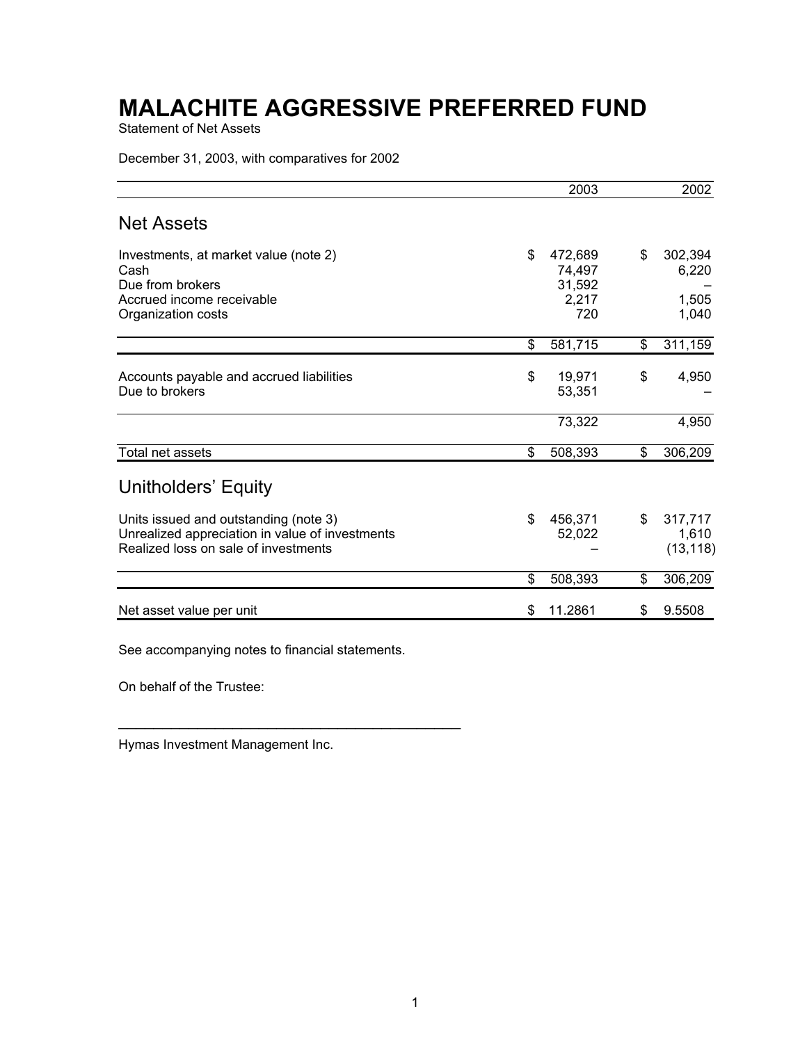# MALACHITE AGGRESSIVE PREFERRED FUND

Statement of Net Assets

December 31, 2003, with comparatives for 2002

| | 2003 | 2002 |
|---|---|---|
| **Net Assets** | | |
| Investments, at market value (note 2) | $ 472,689 | $ 302,394 |
| Cash | 74,497 | 6,220 |
| Due from brokers | 31,592 | – |
| Accrued income receivable | 2,217 | 1,505 |
| Organization costs | 720 | 1,040 |
| | $ 581,715 | $ 311,159 |
| Accounts payable and accrued liabilities | $ 19,971 | $ 4,950 |
| Due to brokers | 53,351 | – |
| | 73,322 | 4,950 |
| Total net assets | $ 508,393 | $ 306,209 |
| **Unitholders' Equity** | | |
| Units issued and outstanding (note 3) | $ 456,371 | $ 317,717 |
| Unrealized appreciation in value of investments | 52,022 | 1,610 |
| Realized loss on sale of investments | – | (13,118) |
| | $ 508,393 | $ 306,209 |
| Net asset value per unit | $ 11.2861 | $ 9.5508 |

See accompanying notes to financial statements.

On behalf of the Trustee:

\_\_\_\_\_\_\_\_\_\_\_\_\_\_\_\_\_\_\_\_\_\_\_\_\_\_\_\_\_\_\_\_\_\_\_\_\_\_\_\_\_\_

Hymas Investment Management Inc.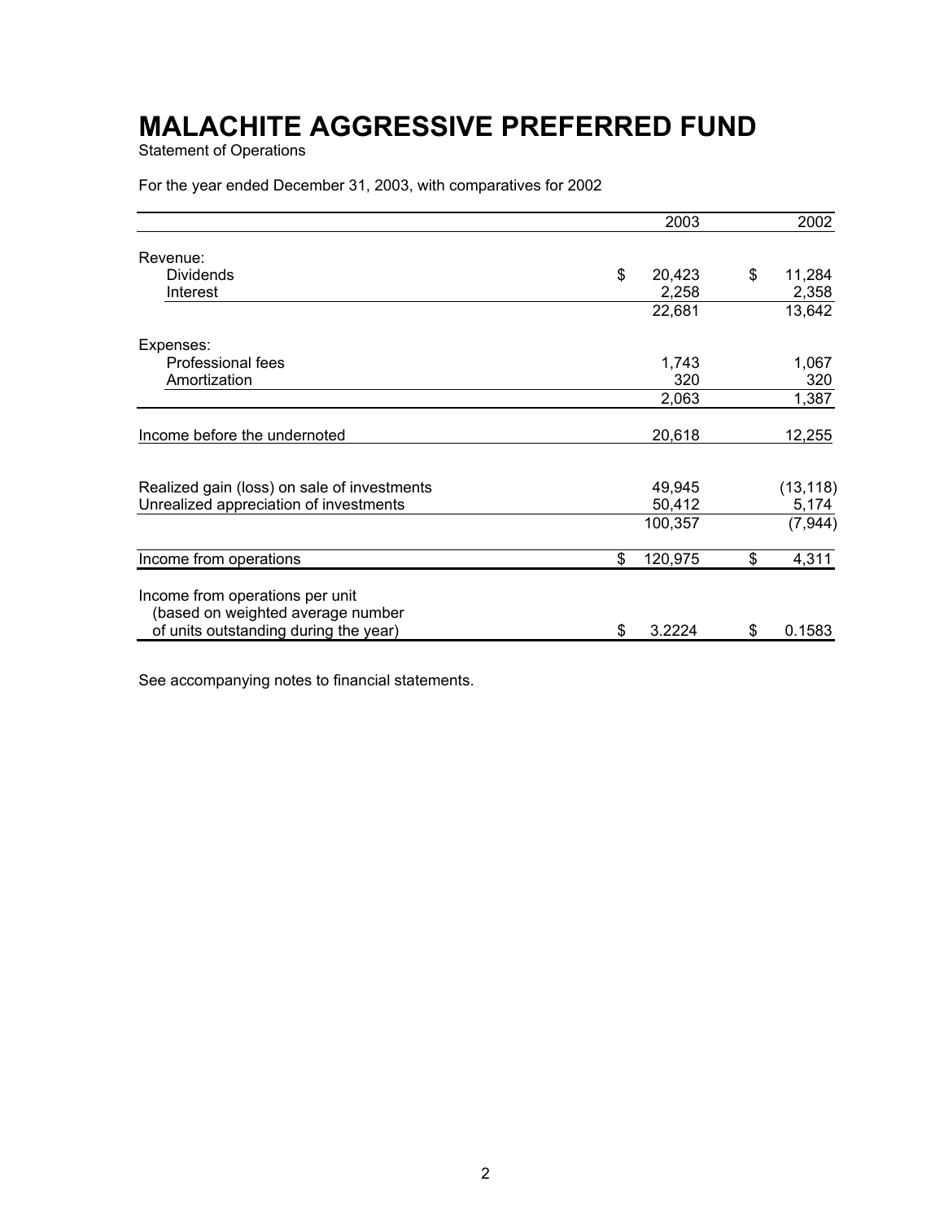# MALACHITE AGGRESSIVE PREFERRED FUND

Statement of Operations

For the year ended December 31, 2003, with comparatives for 2002

| | 2003 | 2002 |
|---|---|---|
| Revenue: | | |
| Dividends | $ 20,423 | $ 11,284 |
| Interest | 2,258 | 2,358 |
| | 22,681 | 13,642 |
| Expenses: | | |
| Professional fees | 1,743 | 1,067 |
| Amortization | 320 | 320 |
| | 2,063 | 1,387 |
| Income before the undernoted | 20,618 | 12,255 |
| Realized gain (loss) on sale of investments | 49,945 | (13,118) |
| Unrealized appreciation of investments | 50,412 | 5,174 |
| | 100,357 | (7,944) |
| Income from operations | $ 120,975 | $ 4,311 |
| Income from operations per unit (based on weighted average number of units outstanding during the year) | $ 3.2224 | $ 0.1583 |

See accompanying notes to financial statements.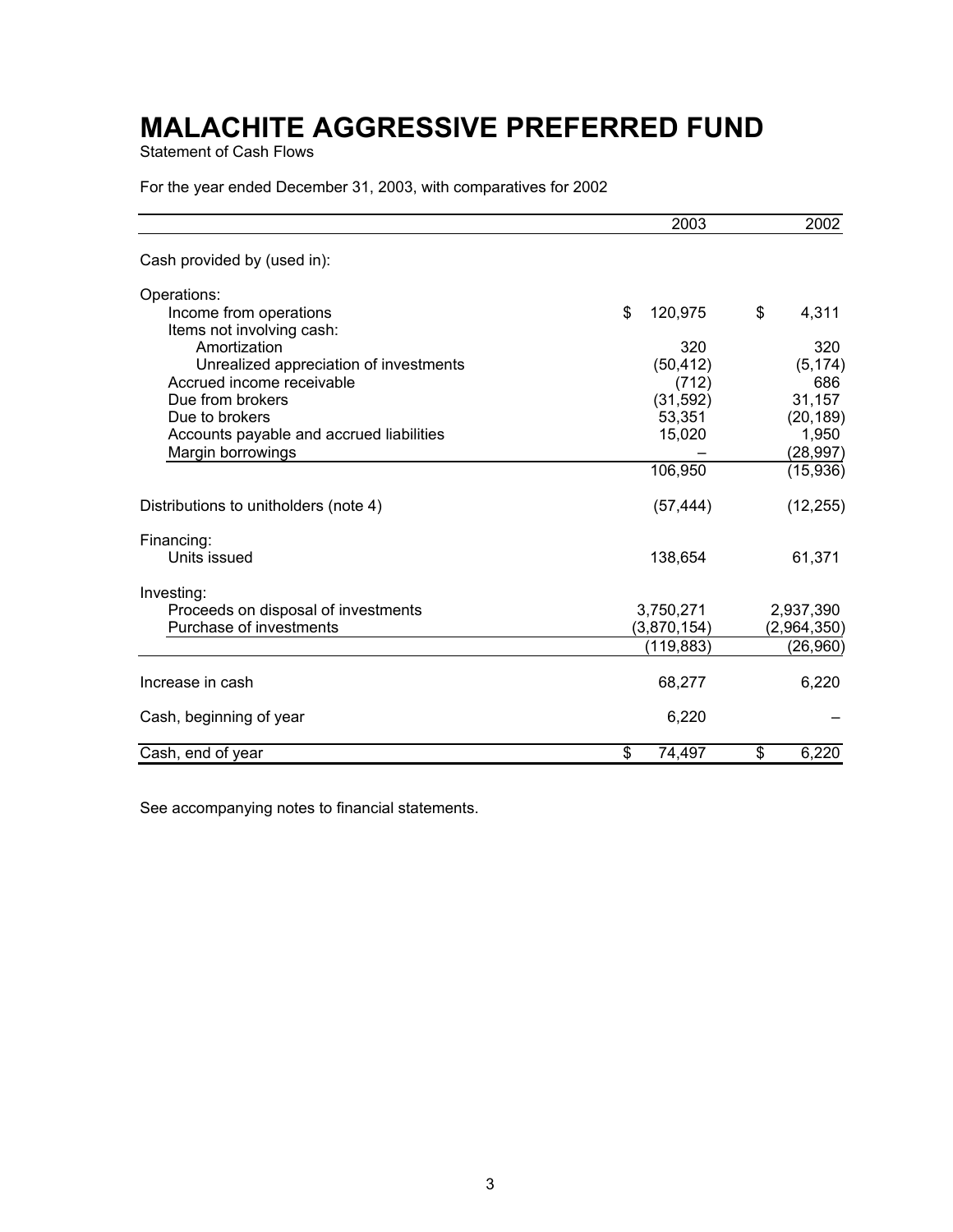# MALACHITE AGGRESSIVE PREFERRED FUND

Statement of Cash Flows

For the year ended December 31, 2003, with comparatives for 2002

| | 2003 | 2002 |
|---|---|---|
| Cash provided by (used in): | | |
| Operations: | | |
| Income from operations | $ 120,975 | $ 4,311 |
| Items not involving cash: | | |
| Amortization | 320 | 320 |
| Unrealized appreciation of investments | (50,412) | (5,174) |
| Accrued income receivable | (712) | 686 |
| Due from brokers | (31,592) | 31,157 |
| Due to brokers | 53,351 | (20,189) |
| Accounts payable and accrued liabilities | 15,020 | 1,950 |
| Margin borrowings | – | (28,997) |
| | 106,950 | (15,936) |
| Distributions to unitholders (note 4) | (57,444) | (12,255) |
| Financing: | | |
| Units issued | 138,654 | 61,371 |
| Investing: | | |
| Proceeds on disposal of investments | 3,750,271 | 2,937,390 |
| Purchase of investments | (3,870,154) | (2,964,350) |
| | (119,883) | (26,960) |
| Increase in cash | 68,277 | 6,220 |
| Cash, beginning of year | 6,220 | – |
| Cash, end of year | $ 74,497 | $ 6,220 |

See accompanying notes to financial statements.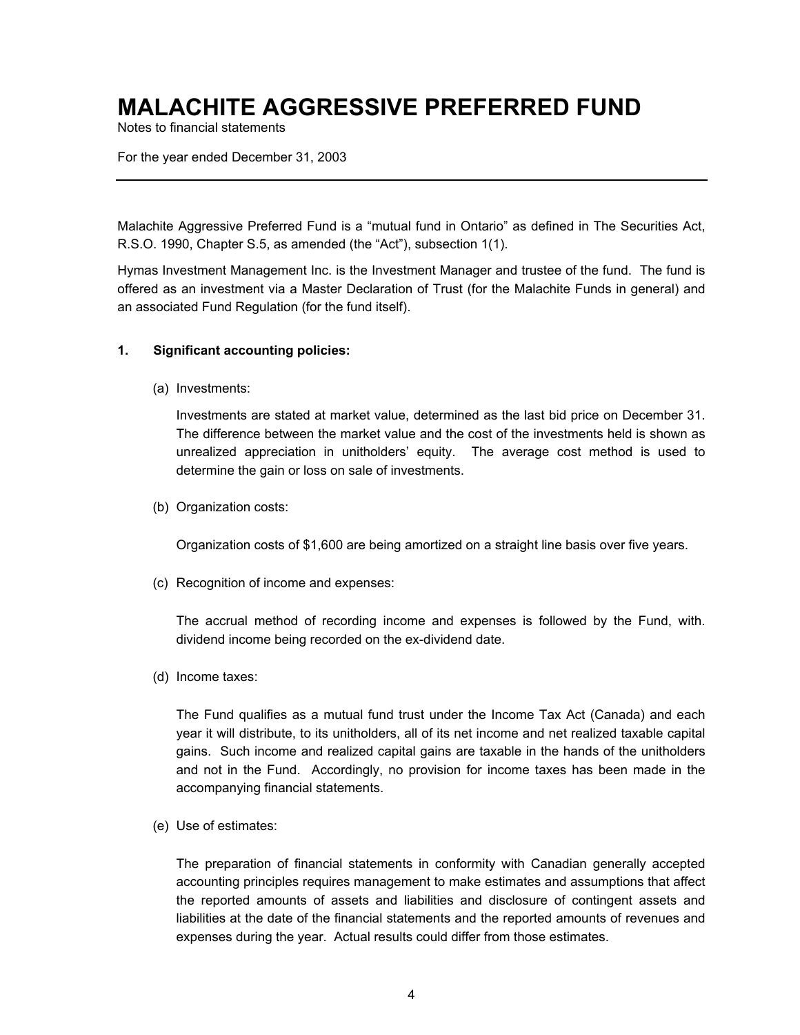# MALACHITE AGGRESSIVE PREFERRED FUND

Notes to financial statements

For the year ended December 31, 2003

---

Malachite Aggressive Preferred Fund is a "mutual fund in Ontario" as defined in The Securities Act, R.S.O. 1990, Chapter S.5, as amended (the "Act"), subsection 1(1).

Hymas Investment Management Inc. is the Investment Manager and trustee of the fund. The fund is offered as an investment via a Master Declaration of Trust (for the Malachite Funds in general) and an associated Fund Regulation (for the fund itself).

**1. Significant accounting policies:**

(a) Investments:

Investments are stated at market value, determined as the last bid price on December 31. The difference between the market value and the cost of the investments held is shown as unrealized appreciation in unitholders' equity. The average cost method is used to determine the gain or loss on sale of investments.

(b) Organization costs:

Organization costs of $1,600 are being amortized on a straight line basis over five years.

(c) Recognition of income and expenses:

The accrual method of recording income and expenses is followed by the Fund, with. dividend income being recorded on the ex-dividend date.

(d) Income taxes:

The Fund qualifies as a mutual fund trust under the Income Tax Act (Canada) and each year it will distribute, to its unitholders, all of its net income and net realized taxable capital gains. Such income and realized capital gains are taxable in the hands of the unitholders and not in the Fund. Accordingly, no provision for income taxes has been made in the accompanying financial statements.

(e) Use of estimates:

The preparation of financial statements in conformity with Canadian generally accepted accounting principles requires management to make estimates and assumptions that affect the reported amounts of assets and liabilities and disclosure of contingent assets and liabilities at the date of the financial statements and the reported amounts of revenues and expenses during the year. Actual results could differ from those estimates.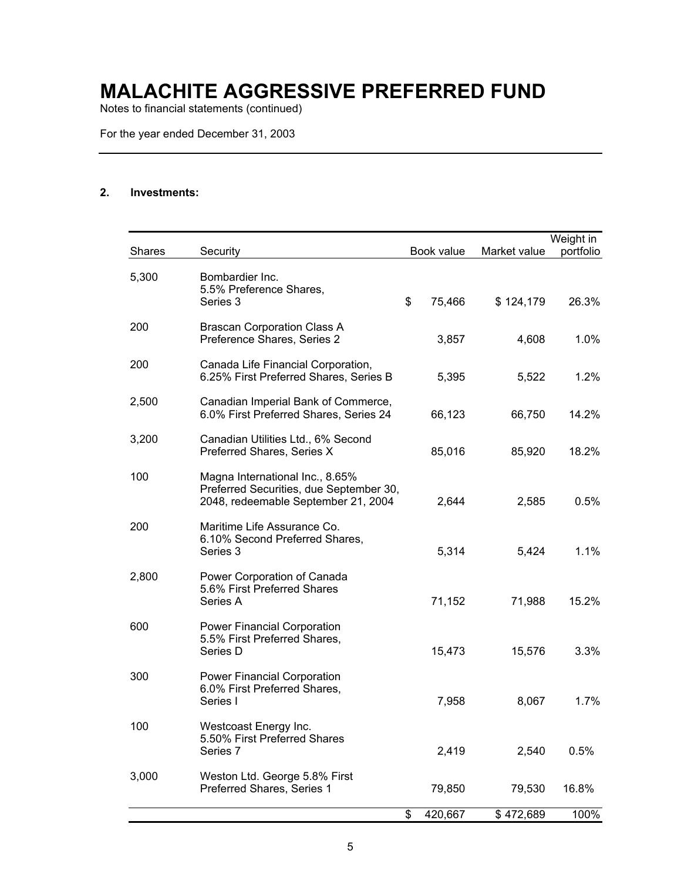# MALACHITE AGGRESSIVE PREFERRED FUND

Notes to financial statements (continued)

For the year ended December 31, 2003

**2. Investments:**

| Shares | Security | Book value | Market value | Weight in portfolio |
|---|---|---|---|---|
| 5,300 | Bombardier Inc. 5.5% Preference Shares, Series 3 | $ 75,466 | $ 124,179 | 26.3% |
| 200 | Brascan Corporation Class A Preference Shares, Series 2 | 3,857 | 4,608 | 1.0% |
| 200 | Canada Life Financial Corporation, 6.25% First Preferred Shares, Series B | 5,395 | 5,522 | 1.2% |
| 2,500 | Canadian Imperial Bank of Commerce, 6.0% First Preferred Shares, Series 24 | 66,123 | 66,750 | 14.2% |
| 3,200 | Canadian Utilities Ltd., 6% Second Preferred Shares, Series X | 85,016 | 85,920 | 18.2% |
| 100 | Magna International Inc., 8.65% Preferred Securities, due September 30, 2048, redeemable September 21, 2004 | 2,644 | 2,585 | 0.5% |
| 200 | Maritime Life Assurance Co. 6.10% Second Preferred Shares, Series 3 | 5,314 | 5,424 | 1.1% |
| 2,800 | Power Corporation of Canada 5.6% First Preferred Shares Series A | 71,152 | 71,988 | 15.2% |
| 600 | Power Financial Corporation 5.5% First Preferred Shares, Series D | 15,473 | 15,576 | 3.3% |
| 300 | Power Financial Corporation 6.0% First Preferred Shares, Series I | 7,958 | 8,067 | 1.7% |
| 100 | Westcoast Energy Inc. 5.50% First Preferred Shares Series 7 | 2,419 | 2,540 | 0.5% |
| 3,000 | Weston Ltd. George 5.8% First Preferred Shares, Series 1 | 79,850 | 79,530 | 16.8% |
| | | $ 420,667 | $ 472,689 | 100% |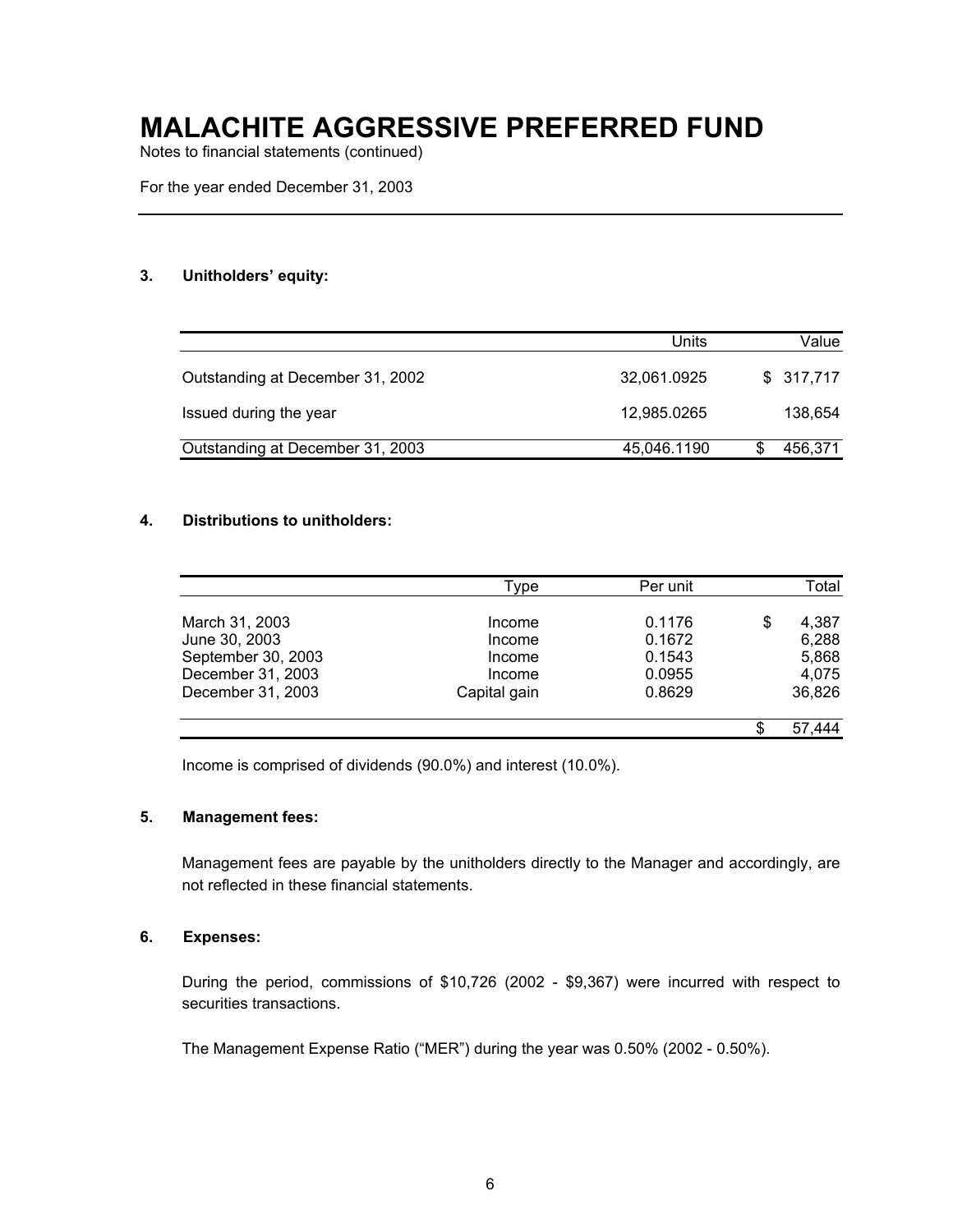# MALACHITE AGGRESSIVE PREFERRED FUND

Notes to financial statements (continued)

For the year ended December 31, 2003

### 3. Unitholders' equity:

| | Units | Value |
|---|---|---|
| Outstanding at December 31, 2002 | 32,061.0925 | $ 317,717 |
| Issued during the year | 12,985.0265 | 138,654 |
| Outstanding at December 31, 2003 | 45,046.1190 | $ 456,371 |

### 4. Distributions to unitholders:

| | Type | Per unit | Total |
|---|---|---|---|
| March 31, 2003 | Income | 0.1176 | $ 4,387 |
| June 30, 2003 | Income | 0.1672 | 6,288 |
| September 30, 2003 | Income | 0.1543 | 5,868 |
| December 31, 2003 | Income | 0.0955 | 4,075 |
| December 31, 2003 | Capital gain | 0.8629 | 36,826 |
| | | | $ 57,444 |

Income is comprised of dividends (90.0%) and interest (10.0%).

### 5. Management fees:

Management fees are payable by the unitholders directly to the Manager and accordingly, are not reflected in these financial statements.

### 6. Expenses:

During the period, commissions of $10,726 (2002 - $9,367) were incurred with respect to securities transactions.

The Management Expense Ratio ("MER") during the year was 0.50% (2002 - 0.50%).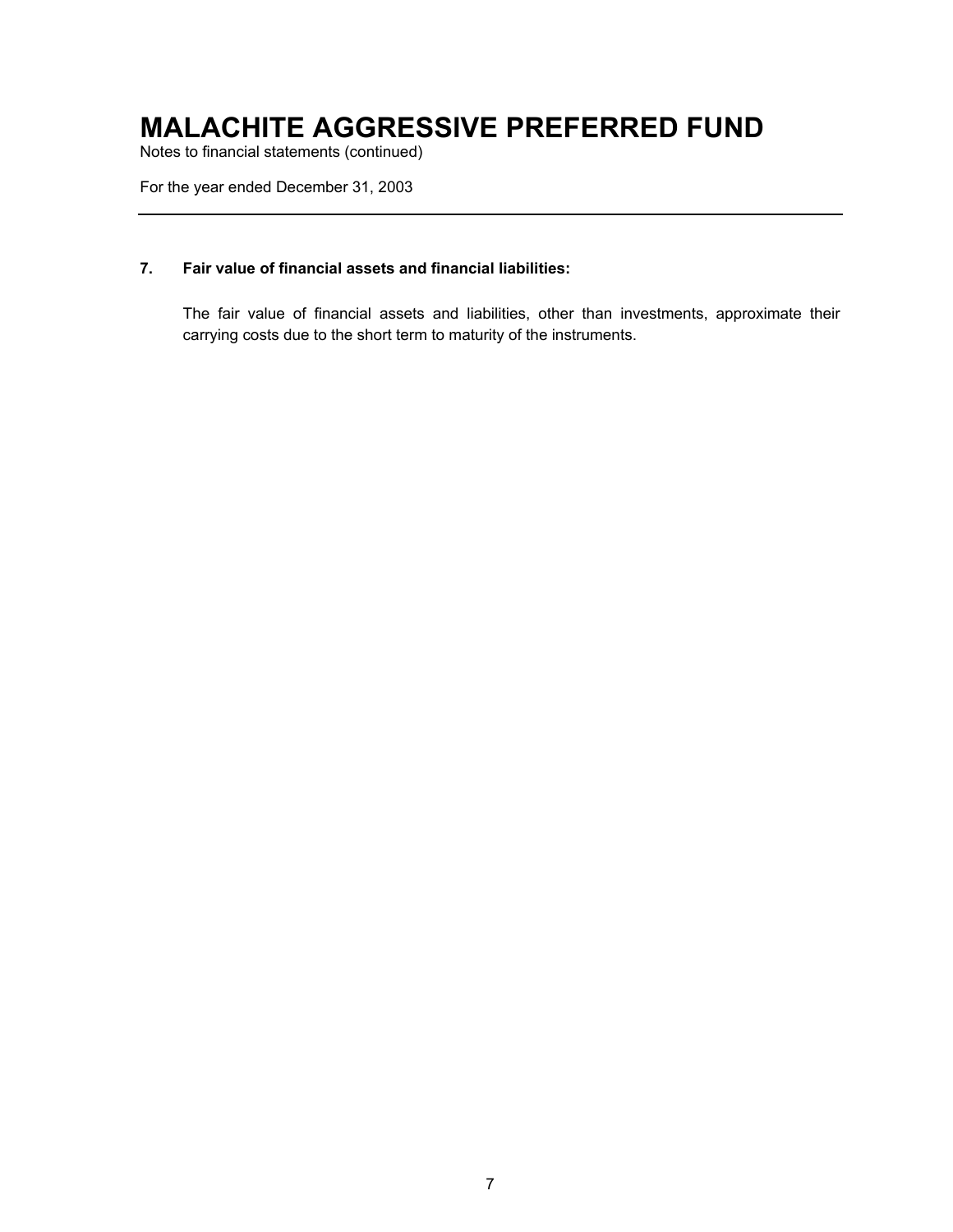# MALACHITE AGGRESSIVE PREFERRED FUND

Notes to financial statements (continued)

For the year ended December 31, 2003

---

**7. Fair value of financial assets and financial liabilities:**

The fair value of financial assets and liabilities, other than investments, approximate their carrying costs due to the short term to maturity of the instruments.